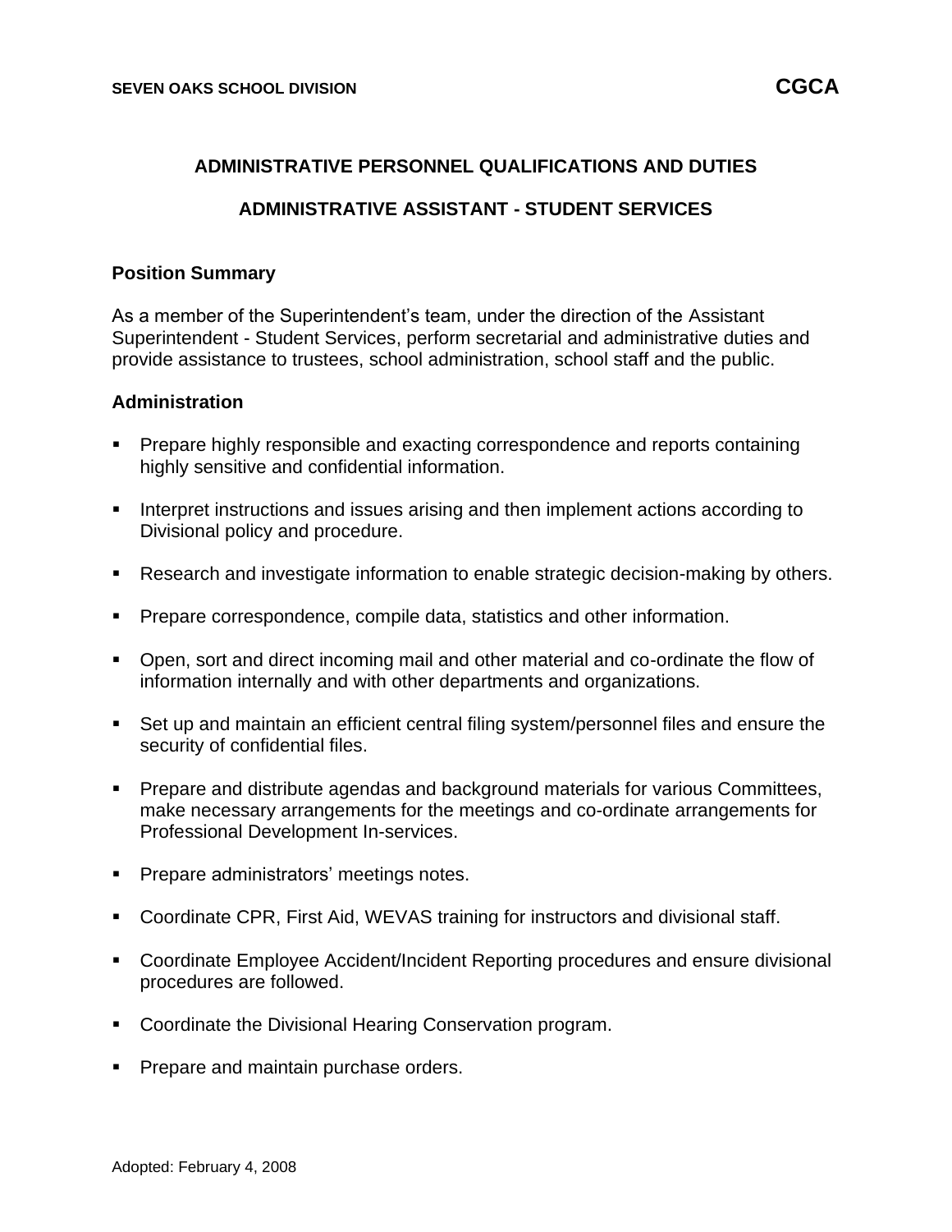# ADMINISTRATIVE PERSONNEL QUALIFICATIONS AND DUTIES

## ADMINISTRATIVE ASSISTANT - STUDENT SERVICES

### Position Summary

As a member of the Superintendent's team, under the direction of the Assistant Superintendent - Student Services, perform secretarial and administrative duties and provide assistance to trustees, school administration, school staff and the public.

### Administration

- Prepare highly responsible and exacting correspondence and reports containing highly sensitive and confidential information.
- Interpret instructions and issues arising and then implement actions according to Divisional policy and procedure.
- Research and investigate information to enable strategic decision-making by others.
- Prepare correspondence, compile data, statistics and other information.
- Open, sort and direct incoming mail and other material and co-ordinate the flow of information internally and with other departments and organizations.
- Set up and maintain an efficient central filing system/personnel files and ensure the security of confidential files.
- Prepare and distribute agendas and background materials for various Committees, make necessary arrangements for the meetings and co-ordinate arrangements for Professional Development In-services.
- Prepare administrators' meetings notes.
- Coordinate CPR, First Aid, WEVAS training for instructors and divisional staff.
- Coordinate Employee Accident/Incident Reporting procedures and ensure divisional procedures are followed.
- Coordinate the Divisional Hearing Conservation program.
- Prepare and maintain purchase orders.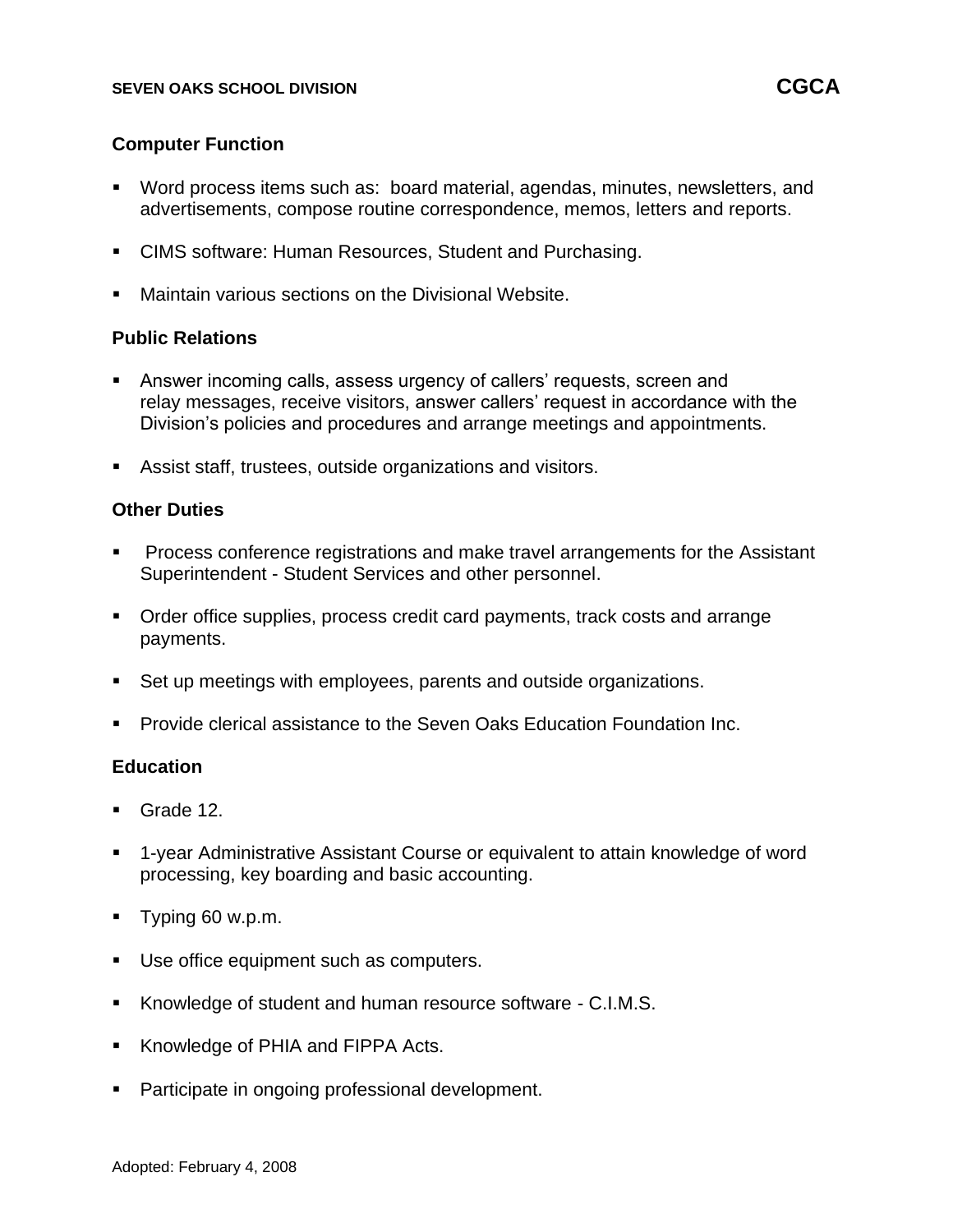**Computer Function**

- Word process items such as: board material, agendas, minutes, newsletters, and advertisements, compose routine correspondence, memos, letters and reports.
- CIMS software: Human Resources, Student and Purchasing.
- Maintain various sections on the Divisional Website.

**Public Relations**

- Answer incoming calls, assess urgency of callers' requests, screen and relay messages, receive visitors, answer callers' request in accordance with the Division's policies and procedures and arrange meetings and appointments.
- Assist staff, trustees, outside organizations and visitors.

**Other Duties**

- Process conference registrations and make travel arrangements for the Assistant Superintendent - Student Services and other personnel.
- Order office supplies, process credit card payments, track costs and arrange payments.
- Set up meetings with employees, parents and outside organizations.
- Provide clerical assistance to the Seven Oaks Education Foundation Inc.

**Education**

- Grade 12.
- 1-year Administrative Assistant Course or equivalent to attain knowledge of word processing, key boarding and basic accounting.
- Typing 60 w.p.m.
- Use office equipment such as computers.
- Knowledge of student and human resource software - C.I.M.S.
- Knowledge of PHIA and FIPPA Acts.
- Participate in ongoing professional development.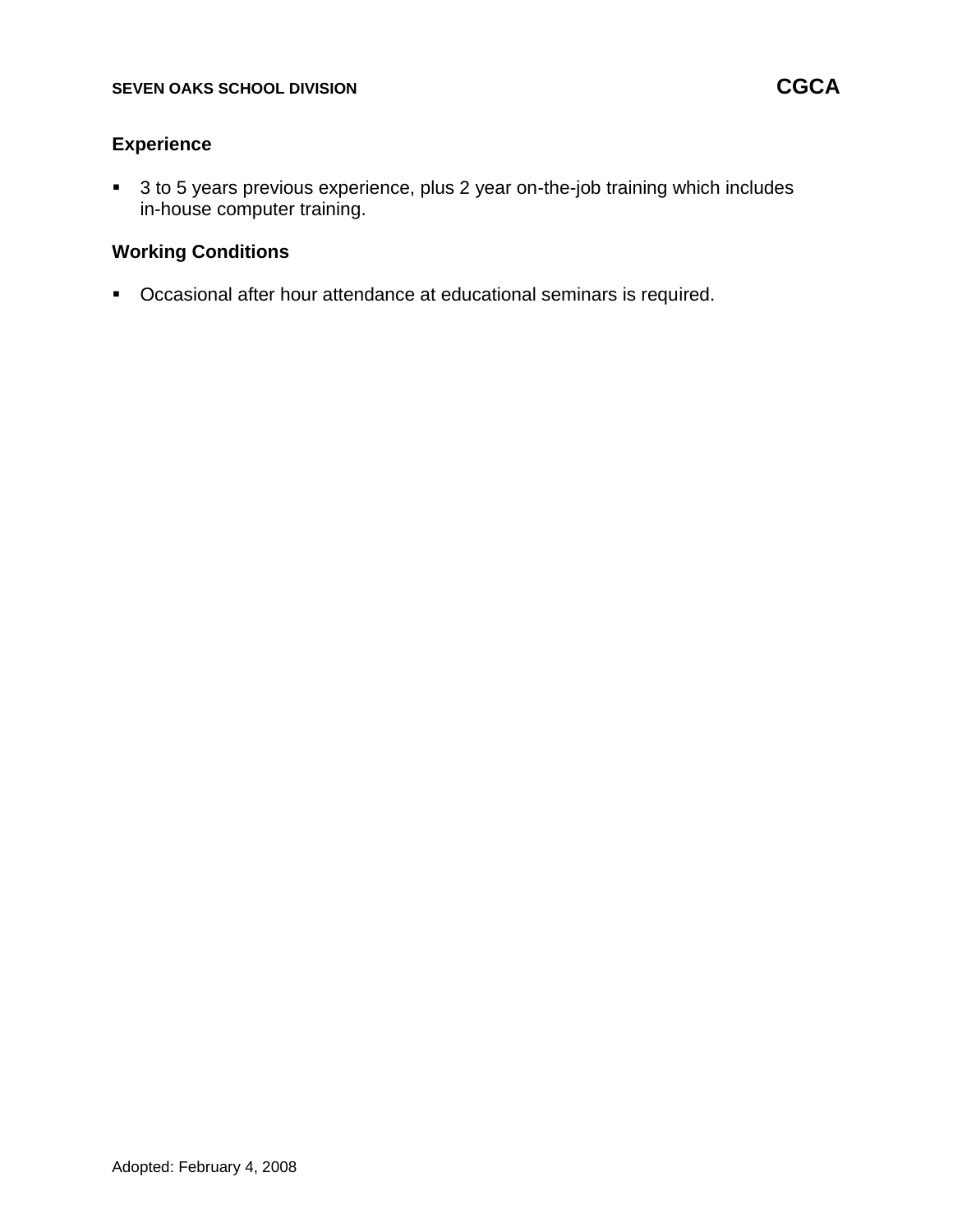### Experience

- 3 to 5 years previous experience, plus 2 year on-the-job training which includes in-house computer training.

### Working Conditions

- Occasional after hour attendance at educational seminars is required.

Adopted: February 4, 2008